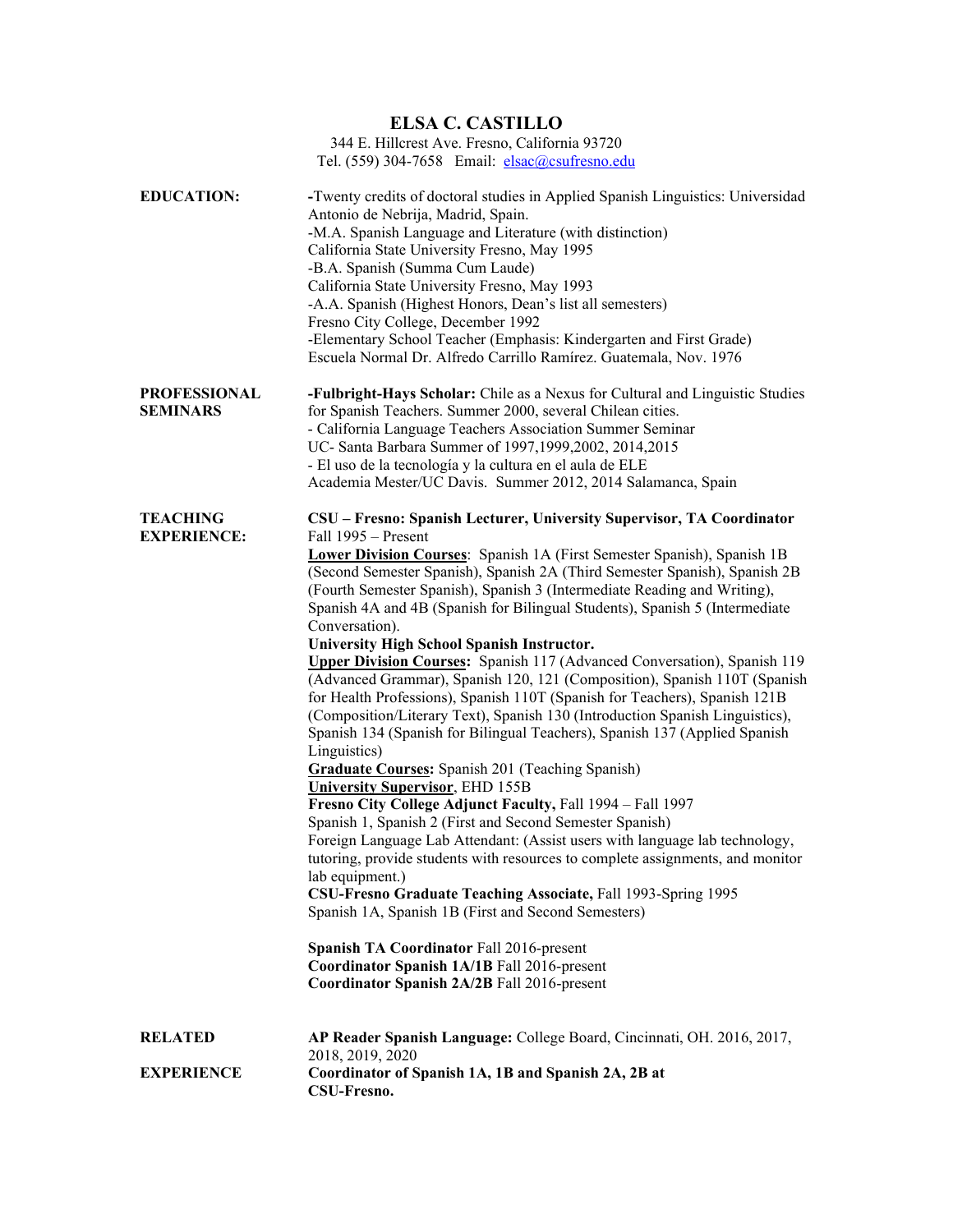# ELSA C. CASTILLO

344 E. Hillcrest Ave. Fresno, California 93720
Tel. (559) 304-7658 Email: elsac@csufresno.edu

## EDUCATION:

-Twenty credits of doctoral studies in Applied Spanish Linguistics: Universidad Antonio de Nebrija, Madrid, Spain.
-M.A. Spanish Language and Literature (with distinction)
California State University Fresno, May 1995
-B.A. Spanish (Summa Cum Laude)
California State University Fresno, May 1993
-A.A. Spanish (Highest Honors, Dean's list all semesters)
Fresno City College, December 1992
-Elementary School Teacher (Emphasis: Kindergarten and First Grade)
Escuela Normal Dr. Alfredo Carrillo Ramírez. Guatemala, Nov. 1976

## PROFESSIONAL SEMINARS

**-Fulbright-Hays Scholar:** Chile as a Nexus for Cultural and Linguistic Studies for Spanish Teachers. Summer 2000, several Chilean cities.
- California Language Teachers Association Summer Seminar
UC- Santa Barbara Summer of 1997,1999,2002, 2014,2015
- El uso de la tecnología y la cultura en el aula de ELE
Academia Mester/UC Davis. Summer 2012, 2014 Salamanca, Spain

## TEACHING EXPERIENCE:

**CSU – Fresno: Spanish Lecturer, University Supervisor, TA Coordinator**
Fall 1995 – Present
**Lower Division Courses**: Spanish 1A (First Semester Spanish), Spanish 1B (Second Semester Spanish), Spanish 2A (Third Semester Spanish), Spanish 2B (Fourth Semester Spanish), Spanish 3 (Intermediate Reading and Writing), Spanish 4A and 4B (Spanish for Bilingual Students), Spanish 5 (Intermediate Conversation).
**University High School Spanish Instructor.**
**Upper Division Courses:** Spanish 117 (Advanced Conversation), Spanish 119 (Advanced Grammar), Spanish 120, 121 (Composition), Spanish 110T (Spanish for Health Professions), Spanish 110T (Spanish for Teachers), Spanish 121B (Composition/Literary Text), Spanish 130 (Introduction Spanish Linguistics), Spanish 134 (Spanish for Bilingual Teachers), Spanish 137 (Applied Spanish Linguistics)
**Graduate Courses:** Spanish 201 (Teaching Spanish)
**University Supervisor**, EHD 155B
**Fresno City College Adjunct Faculty,** Fall 1994 – Fall 1997
Spanish 1, Spanish 2 (First and Second Semester Spanish)
Foreign Language Lab Attendant: (Assist users with language lab technology, tutoring, provide students with resources to complete assignments, and monitor lab equipment.)
**CSU-Fresno Graduate Teaching Associate,** Fall 1993-Spring 1995
Spanish 1A, Spanish 1B (First and Second Semesters)

**Spanish TA Coordinator** Fall 2016-present
**Coordinator Spanish 1A/1B** Fall 2016-present
**Coordinator Spanish 2A/2B** Fall 2016-present

## RELATED EXPERIENCE

**AP Reader Spanish Language:** College Board, Cincinnati, OH. 2016, 2017, 2018, 2019, 2020
**Coordinator of Spanish 1A, 1B and Spanish 2A, 2B at CSU-Fresno.**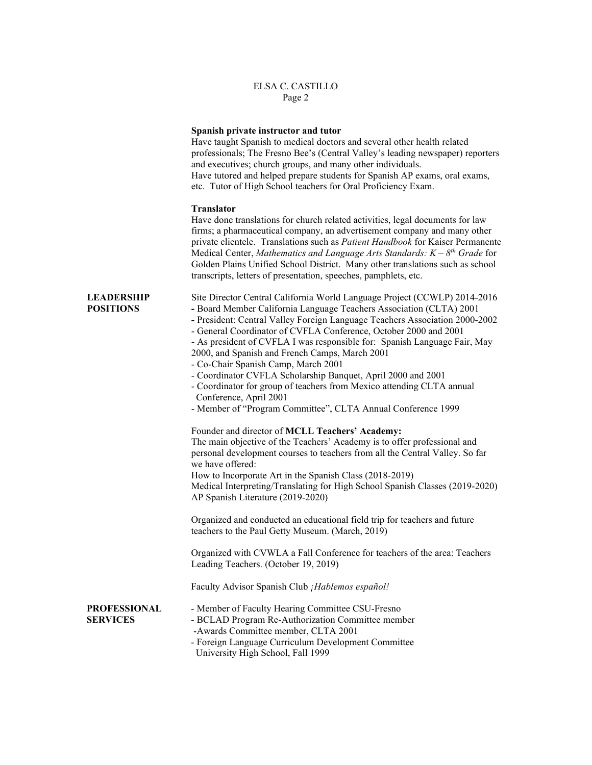**Spanish private instructor and tutor**

Have taught Spanish to medical doctors and several other health related professionals; The Fresno Bee's (Central Valley's leading newspaper) reporters and executives; church groups, and many other individuals.
Have tutored and helped prepare students for Spanish AP exams, oral exams, etc. Tutor of High School teachers for Oral Proficiency Exam.

**Translator**

Have done translations for church related activities, legal documents for law firms; a pharmaceutical company, an advertisement company and many other private clientele. Translations such as *Patient Handbook* for Kaiser Permanente Medical Center, *Mathematics and Language Arts Standards: K – 8th Grade* for Golden Plains Unified School District. Many other translations such as school transcripts, letters of presentation, speeches, pamphlets, etc.

## LEADERSHIP POSITIONS

Site Director Central California World Language Project (CCWLP) 2014-2016

- Board Member California Language Teachers Association (CLTA) 2001
- President: Central Valley Foreign Language Teachers Association 2000-2002
- General Coordinator of CVFLA Conference, October 2000 and 2001
- As president of CVFLA I was responsible for: Spanish Language Fair, May 2000, and Spanish and French Camps, March 2001
- Co-Chair Spanish Camp, March 2001
- Coordinator CVFLA Scholarship Banquet, April 2000 and 2001
- Coordinator for group of teachers from Mexico attending CLTA annual Conference, April 2001
- Member of "Program Committee", CLTA Annual Conference 1999

Founder and director of **MCLL Teachers' Academy:**
The main objective of the Teachers' Academy is to offer professional and personal development courses to teachers from all the Central Valley. So far we have offered:
How to Incorporate Art in the Spanish Class (2018-2019)
Medical Interpreting/Translating for High School Spanish Classes (2019-2020)
AP Spanish Literature (2019-2020)

Organized and conducted an educational field trip for teachers and future teachers to the Paul Getty Museum. (March, 2019)

Organized with CVWLA a Fall Conference for teachers of the area: Teachers Leading Teachers. (October 19, 2019)

Faculty Advisor Spanish Club *¡Hablemos español!*

## PROFESSIONAL SERVICES

- Member of Faculty Hearing Committee CSU-Fresno
- BCLAD Program Re-Authorization Committee member
- Awards Committee member, CLTA 2001
- Foreign Language Curriculum Development Committee University High School, Fall 1999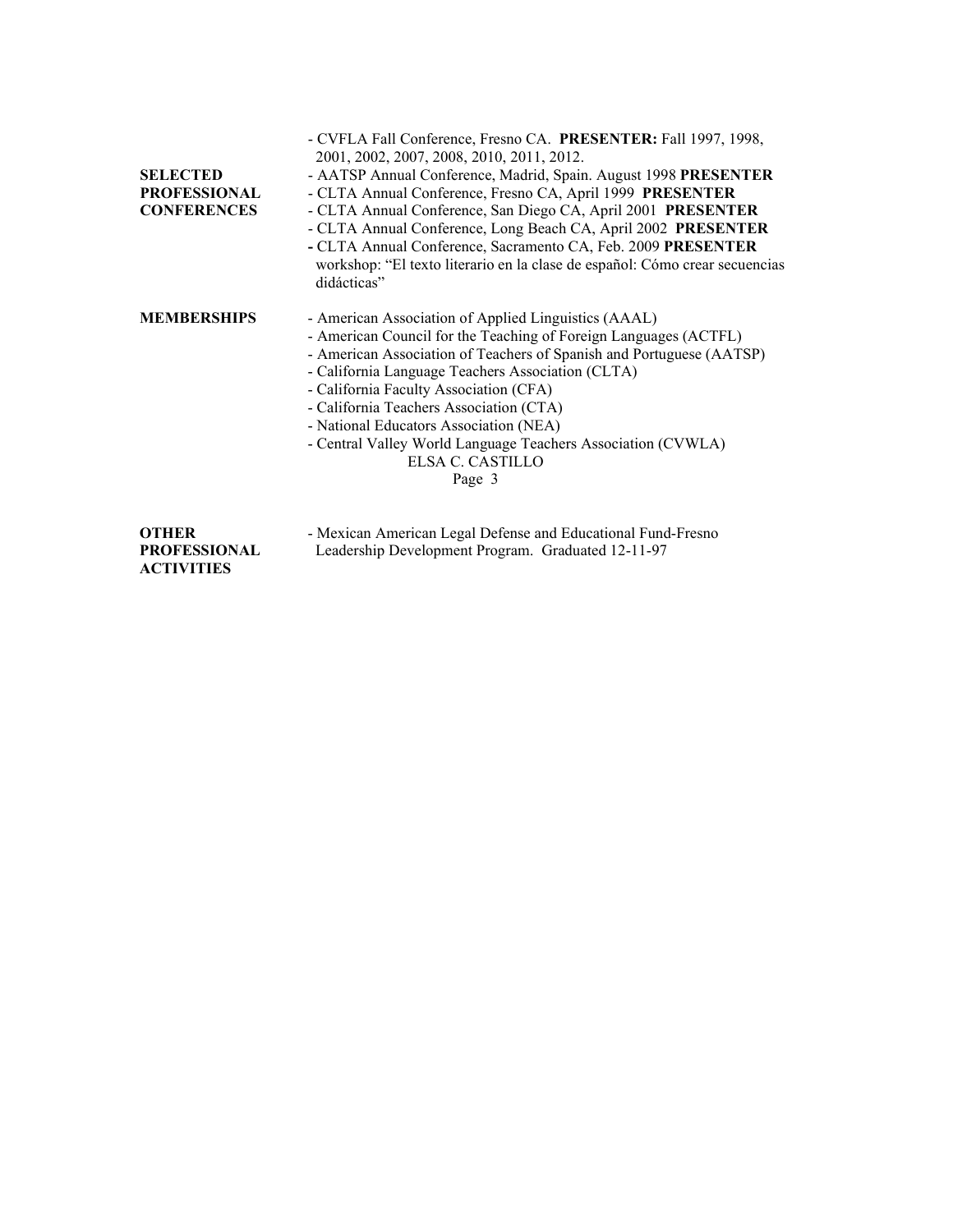## SELECTED PROFESSIONAL CONFERENCES

- CVFLA Fall Conference, Fresno CA. **PRESENTER:** Fall 1997, 1998, 2001, 2002, 2007, 2008, 2010, 2011, 2012.
- AATSP Annual Conference, Madrid, Spain. August 1998 **PRESENTER**
- CLTA Annual Conference, Fresno CA, April 1999 **PRESENTER**
- CLTA Annual Conference, San Diego CA, April 2001 **PRESENTER**
- CLTA Annual Conference, Long Beach CA, April 2002 **PRESENTER**
- CLTA Annual Conference, Sacramento CA, Feb. 2009 **PRESENTER** workshop: "El texto literario en la clase de español: Cómo crear secuencias didácticas"

## MEMBERSHIPS

- American Association of Applied Linguistics (AAAL)
- American Council for the Teaching of Foreign Languages (ACTFL)
- American Association of Teachers of Spanish and Portuguese (AATSP)
- California Language Teachers Association (CLTA)
- California Faculty Association (CFA)
- California Teachers Association (CTA)
- National Educators Association (NEA)
- Central Valley World Language Teachers Association (CVWLA)

## OTHER PROFESSIONAL ACTIVITIES

- Mexican American Legal Defense and Educational Fund-Fresno Leadership Development Program. Graduated 12-11-97